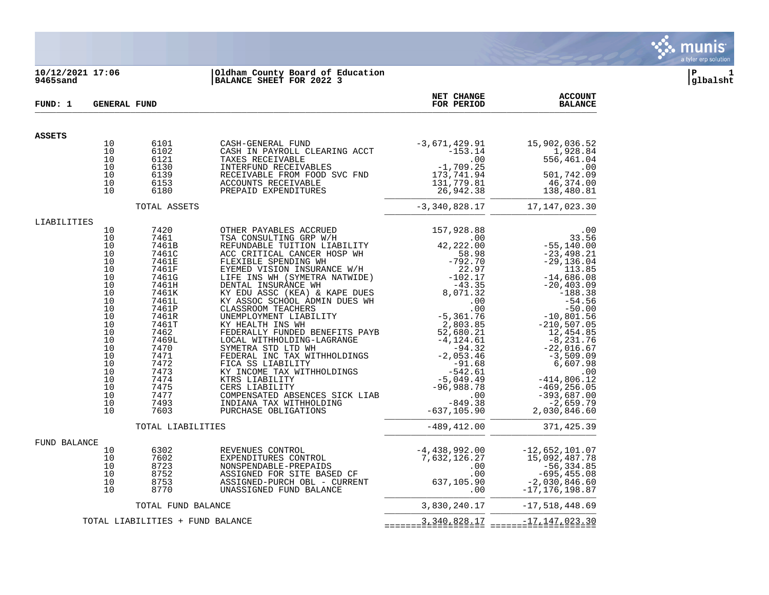10/12/2021 17:06
9465sand

**Oldham County Board of Education**
**BALANCE SHEET FOR 2022 3**

glbalsht

**FUND: 1 GENERAL FUND**

| | | | | NET CHANGE FOR PERIOD | ACCOUNT BALANCE |
|---|---|---|---|---|---|
| **ASSETS** | | | | | |
| | 10 | 6101 | CASH-GENERAL FUND | -3,671,429.91 | 15,902,036.52 |
| | 10 | 6102 | CASH IN PAYROLL CLEARING ACCT | -153.14 | 1,928.84 |
| | 10 | 6121 | TAXES RECEIVABLE | .00 | 556,461.04 |
| | 10 | 6130 | INTERFUND RECEIVABLES | -1,709.25 | .00 |
| | 10 | 6139 | RECEIVABLE FROM FOOD SVC FND | 173,741.94 | 501,742.09 |
| | 10 | 6153 | ACCOUNTS RECEIVABLE | 131,779.81 | 46,374.00 |
| | 10 | 6180 | PREPAID EXPENDITURES | 26,942.38 | 138,480.81 |
| | | TOTAL ASSETS | | -3,340,828.17 | 17,147,023.30 |
| LIABILITIES | | | | | |
| | 10 | 7420 | OTHER PAYABLES ACCRUED | 157,928.88 | .00 |
| | 10 | 7461 | TSA CONSULTING GRP W/H | .00 | 33.56 |
| | 10 | 7461B | REFUNDABLE TUITION LIABILITY | 42,222.00 | -55,140.00 |
| | 10 | 7461C | ACC CRITICAL CANCER HOSP WH | 58.98 | -23,498.21 |
| | 10 | 7461E | FLEXIBLE SPENDING WH | -792.70 | -29,136.04 |
| | 10 | 7461F | EYEMED VISION INSURANCE W/H | 22.97 | 113.85 |
| | 10 | 7461G | LIFE INS WH (SYMETRA NATWIDE) | -102.17 | -14,686.08 |
| | 10 | 7461H | DENTAL INSURANCE WH | -43.35 | -20,403.09 |
| | 10 | 7461K | KY EDU ASSC (KEA) & KAPE DUES | 8,071.32 | -188.38 |
| | 10 | 7461L | KY ASSOC SCHOOL ADMIN DUES WH | .00 | -54.56 |
| | 10 | 7461P | CLASSROOM TEACHERS | .00 | -50.00 |
| | 10 | 7461R | UNEMPLOYMENT LIABILITY | -5,361.76 | -10,801.56 |
| | 10 | 7461T | KY HEALTH INS WH | 2,803.85 | -210,507.05 |
| | 10 | 7462 | FEDERALLY FUNDED BENEFITS PAYB | 52,680.21 | 12,454.85 |
| | 10 | 7469L | LOCAL WITHHOLDING-LAGRANGE | -4,124.61 | -8,231.76 |
| | 10 | 7470 | SYMETRA STD LTD WH | -94.32 | -22,016.67 |
| | 10 | 7471 | FEDERAL INC TAX WITHHOLDINGS | -2,053.46 | -3,509.09 |
| | 10 | 7472 | FICA SS LIABILITY | -91.68 | 6,607.98 |
| | 10 | 7473 | KY INCOME TAX WITHHOLDINGS | -542.61 | .00 |
| | 10 | 7474 | KTRS LIABILITY | -5,049.49 | -414,806.12 |
| | 10 | 7475 | CERS LIABILITY | -96,988.78 | -469,256.05 |
| | 10 | 7477 | COMPENSATED ABSENCES SICK LIAB | .00 | -393,687.00 |
| | 10 | 7493 | INDIANA TAX WITHHOLDING | -849.38 | -2,659.79 |
| | 10 | 7603 | PURCHASE OBLIGATIONS | -637,105.90 | 2,030,846.60 |
| | | TOTAL LIABILITIES | | -489,412.00 | 371,425.39 |
| FUND BALANCE | | | | | |
| | 10 | 6302 | REVENUES CONTROL | -4,438,992.00 | -12,652,101.07 |
| | 10 | 7602 | EXPENDITURES CONTROL | 7,632,126.27 | 15,092,487.78 |
| | 10 | 8723 | NONSPENDABLE-PREPAIDS | .00 | -56,334.85 |
| | 10 | 8752 | ASSIGNED FOR SITE BASED CF | .00 | -695,455.08 |
| | 10 | 8753 | ASSIGNED-PURCH OBL - CURRENT | 637,105.90 | -2,030,846.60 |
| | 10 | 8770 | UNASSIGNED FUND BALANCE | .00 | -17,176,198.87 |
| | | TOTAL FUND BALANCE | | 3,830,240.17 | -17,518,448.69 |
| | TOTAL LIABILITIES + FUND BALANCE | | | 3,340,828.17 | -17,147,023.30 |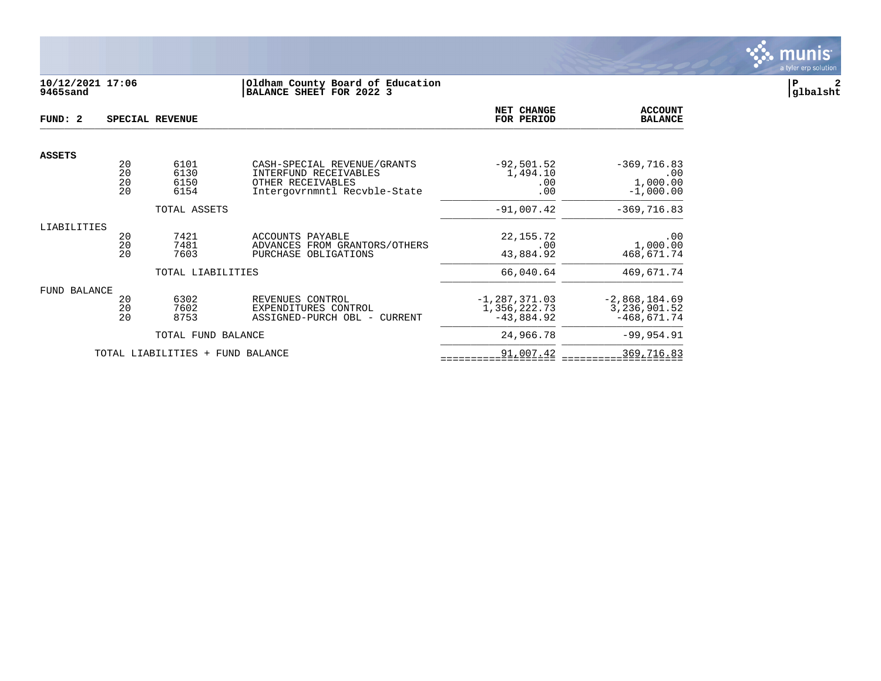**10/12/2021 17:06**
**9465sand**

**Oldham County Board of Education**
**BALANCE SHEET FOR 2022 3**

**P 2**
**glbalsht**

**FUND: 2 SPECIAL REVENUE**

| | | | | NET CHANGE FOR PERIOD | ACCOUNT BALANCE |
|---|---|---|---|---|---|
| **ASSETS** | | | | | |
| | 20 | 6101 | CASH-SPECIAL REVENUE/GRANTS | -92,501.52 | -369,716.83 |
| | 20 | 6130 | INTERFUND RECEIVABLES | 1,494.10 | .00 |
| | 20 | 6150 | OTHER RECEIVABLES | .00 | 1,000.00 |
| | 20 | 6154 | Intergovrnmntl Recvble-State | .00 | -1,000.00 |
| | | TOTAL ASSETS | | -91,007.42 | -369,716.83 |
| LIABILITIES | | | | | |
| | 20 | 7421 | ACCOUNTS PAYABLE | 22,155.72 | .00 |
| | 20 | 7481 | ADVANCES FROM GRANTORS/OTHERS | .00 | 1,000.00 |
| | 20 | 7603 | PURCHASE OBLIGATIONS | 43,884.92 | 468,671.74 |
| | | TOTAL LIABILITIES | | 66,040.64 | 469,671.74 |
| FUND BALANCE | | | | | |
| | 20 | 6302 | REVENUES CONTROL | -1,287,371.03 | -2,868,184.69 |
| | 20 | 7602 | EXPENDITURES CONTROL | 1,356,222.73 | 3,236,901.52 |
| | 20 | 8753 | ASSIGNED-PURCH OBL - CURRENT | -43,884.92 | -468,671.74 |
| | | TOTAL FUND BALANCE | | 24,966.78 | -99,954.91 |
| | TOTAL LIABILITIES + FUND BALANCE | | | 91,007.42 | 369,716.83 |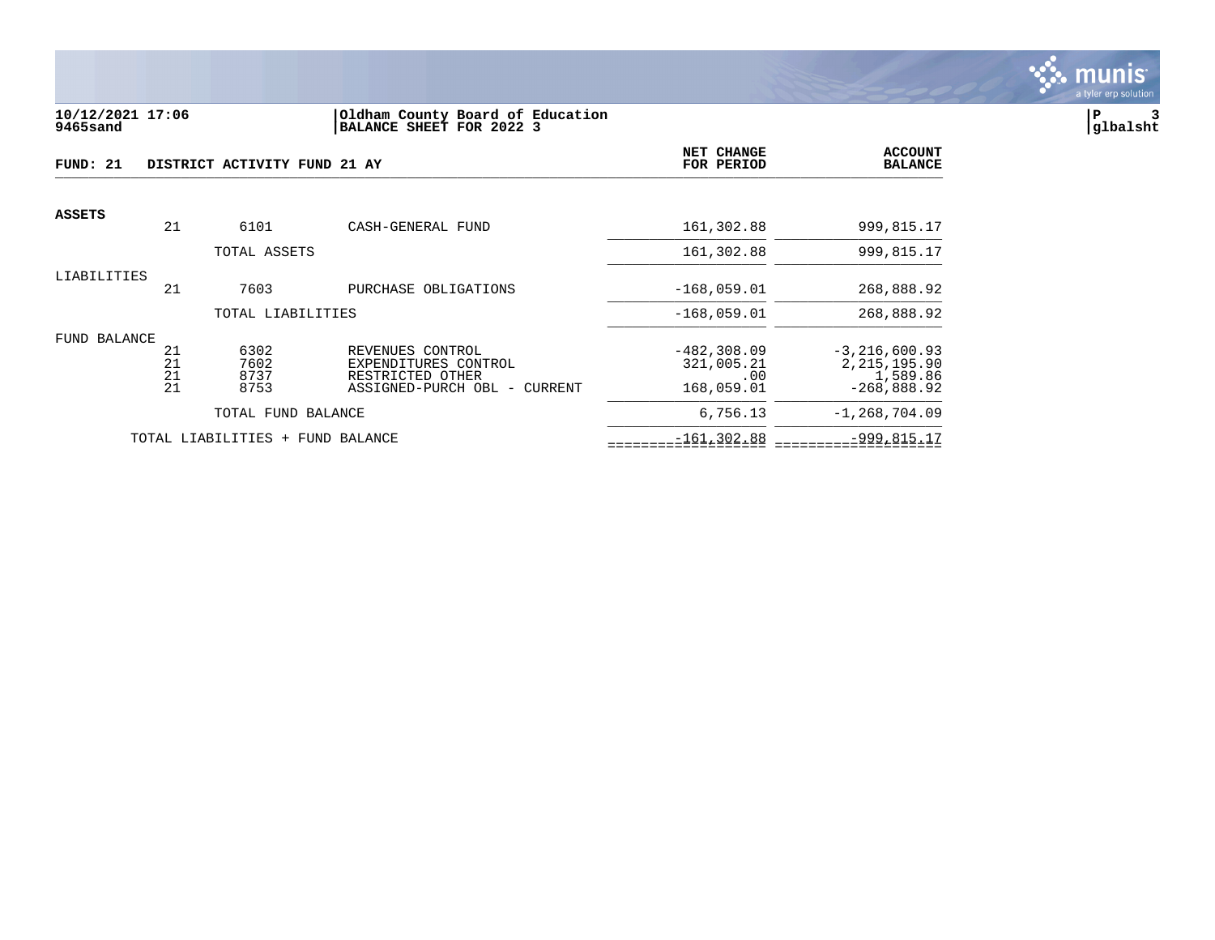10/12/2021 17:06
9465sand

**Oldham County Board of Education**
**BALANCE SHEET FOR 2022 3**

glbalsht

## FUND: 21 DISTRICT ACTIVITY FUND 21 AY

| | | | | NET CHANGE FOR PERIOD | ACCOUNT BALANCE |
|---|---|---|---|---|---|
| **ASSETS** | | | | | |
| | 21 | 6101 | CASH-GENERAL FUND | 161,302.88 | 999,815.17 |
| | | TOTAL ASSETS | | 161,302.88 | 999,815.17 |
| LIABILITIES | | | | | |
| | 21 | 7603 | PURCHASE OBLIGATIONS | -168,059.01 | 268,888.92 |
| | | TOTAL LIABILITIES | | -168,059.01 | 268,888.92 |
| FUND BALANCE | | | | | |
| | 21 | 6302 | REVENUES CONTROL | -482,308.09 | -3,216,600.93 |
| | 21 | 7602 | EXPENDITURES CONTROL | 321,005.21 | 2,215,195.90 |
| | 21 | 8737 | RESTRICTED OTHER | .00 | 1,589.86 |
| | 21 | 8753 | ASSIGNED-PURCH OBL - CURRENT | 168,059.01 | -268,888.92 |
| | | TOTAL FUND BALANCE | | 6,756.13 | -1,268,704.09 |
| | TOTAL LIABILITIES + FUND BALANCE | | | -161,302.88 | -999,815.17 |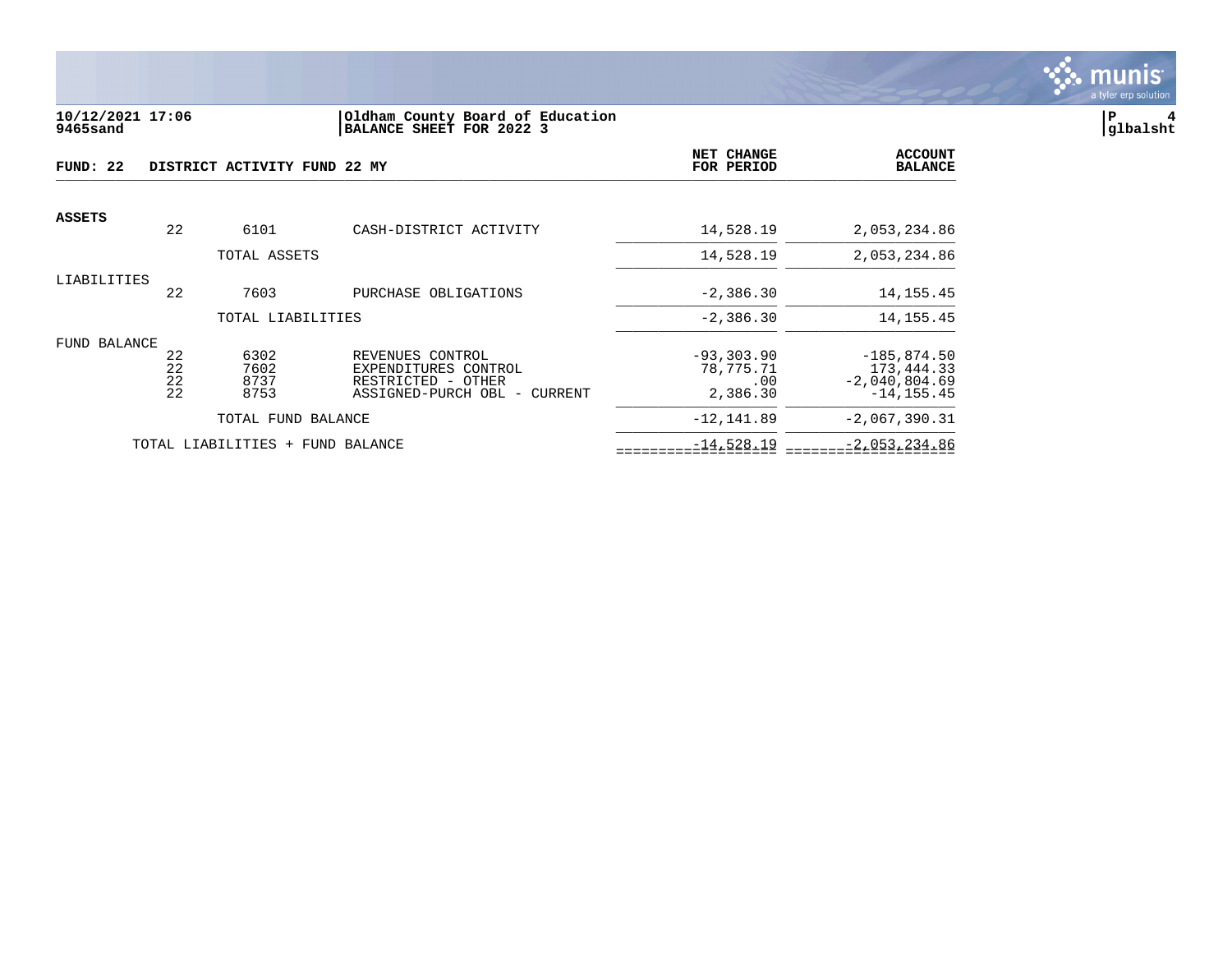10/12/2021 17:06
9465sand

Oldham County Board of Education
BALANCE SHEET FOR 2022 3

glbalsht

| FUND: 22 | | | DISTRICT ACTIVITY FUND 22 MY | NET CHANGE FOR PERIOD | ACCOUNT BALANCE |
|---|---|---|---|---|---|
| **ASSETS** | | | | | |
| | 22 | 6101 | CASH-DISTRICT ACTIVITY | 14,528.19 | 2,053,234.86 |
| | | TOTAL ASSETS | | 14,528.19 | 2,053,234.86 |
| LIABILITIES | | | | | |
| | 22 | 7603 | PURCHASE OBLIGATIONS | -2,386.30 | 14,155.45 |
| | | TOTAL LIABILITIES | | -2,386.30 | 14,155.45 |
| FUND BALANCE | | | | | |
| | 22 | 6302 | REVENUES CONTROL | -93,303.90 | -185,874.50 |
| | 22 | 7602 | EXPENDITURES CONTROL | 78,775.71 | 173,444.33 |
| | 22 | 8737 | RESTRICTED - OTHER | .00 | -2,040,804.69 |
| | 22 | 8753 | ASSIGNED-PURCH OBL - CURRENT | 2,386.30 | -14,155.45 |
| | | TOTAL FUND BALANCE | | -12,141.89 | -2,067,390.31 |
| | TOTAL LIABILITIES + FUND BALANCE | | | -14,528.19 | -2,053,234.86 |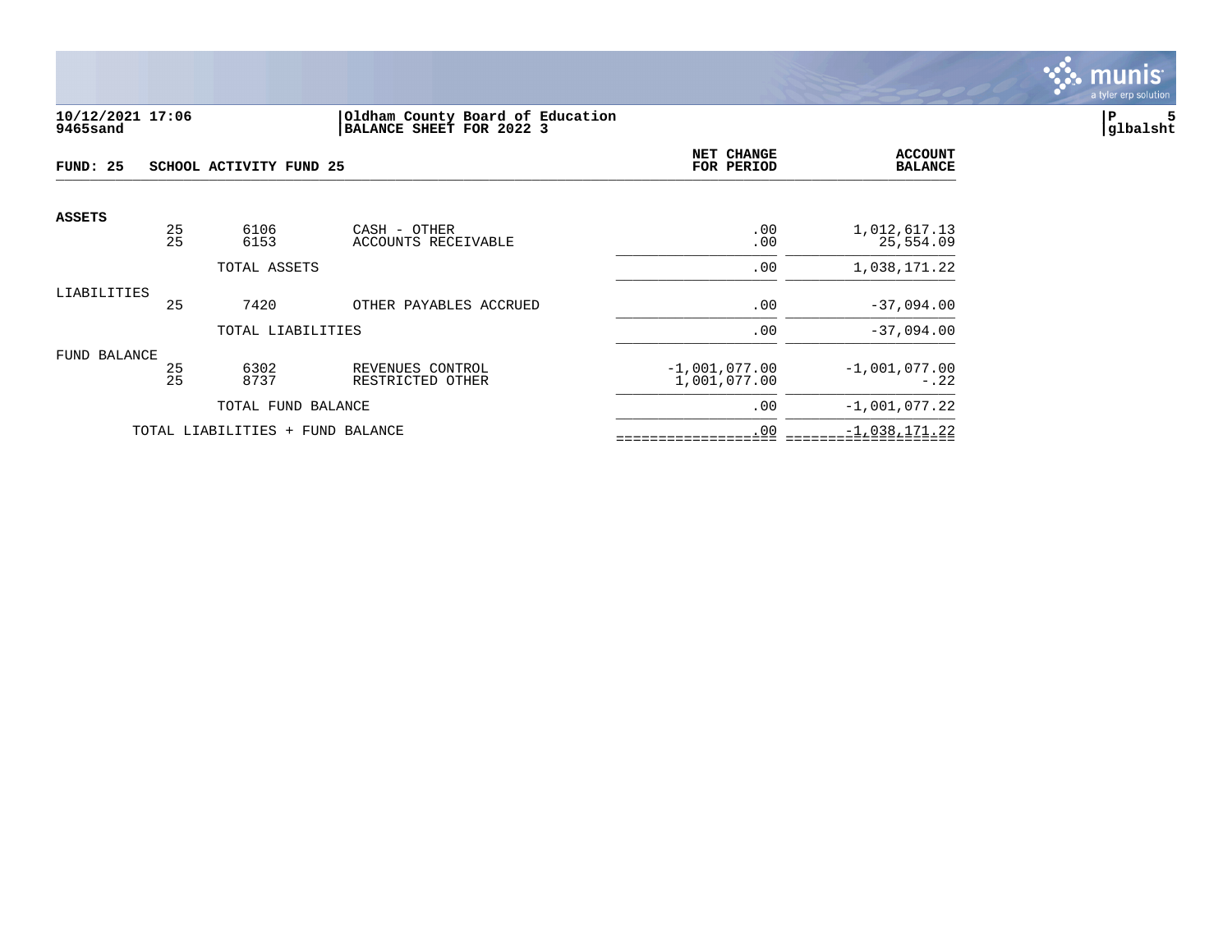**10/12/2021 17:06**
**9465sand**

**Oldham County Board of Education**
**BALANCE SHEET FOR 2022 3**

**P 5**
**glbalsht**

**FUND: 25 SCHOOL ACTIVITY FUND 25**

| | | | | NET CHANGE FOR PERIOD | ACCOUNT BALANCE |
|---|---|---|---|---|---|
| **ASSETS** | | | | | |
| | 25 | 6106 | CASH - OTHER | .00 | 1,012,617.13 |
| | 25 | 6153 | ACCOUNTS RECEIVABLE | .00 | 25,554.09 |
| | | TOTAL ASSETS | | .00 | 1,038,171.22 |
| LIABILITIES | | | | | |
| | 25 | 7420 | OTHER PAYABLES ACCRUED | .00 | -37,094.00 |
| | | TOTAL LIABILITIES | | .00 | -37,094.00 |
| FUND BALANCE | | | | | |
| | 25 | 6302 | REVENUES CONTROL | -1,001,077.00 | -1,001,077.00 |
| | 25 | 8737 | RESTRICTED OTHER | 1,001,077.00 | -.22 |
| | | TOTAL FUND BALANCE | | .00 | -1,001,077.22 |
| | TOTAL LIABILITIES + FUND BALANCE | | | .00 | -1,038,171.22 |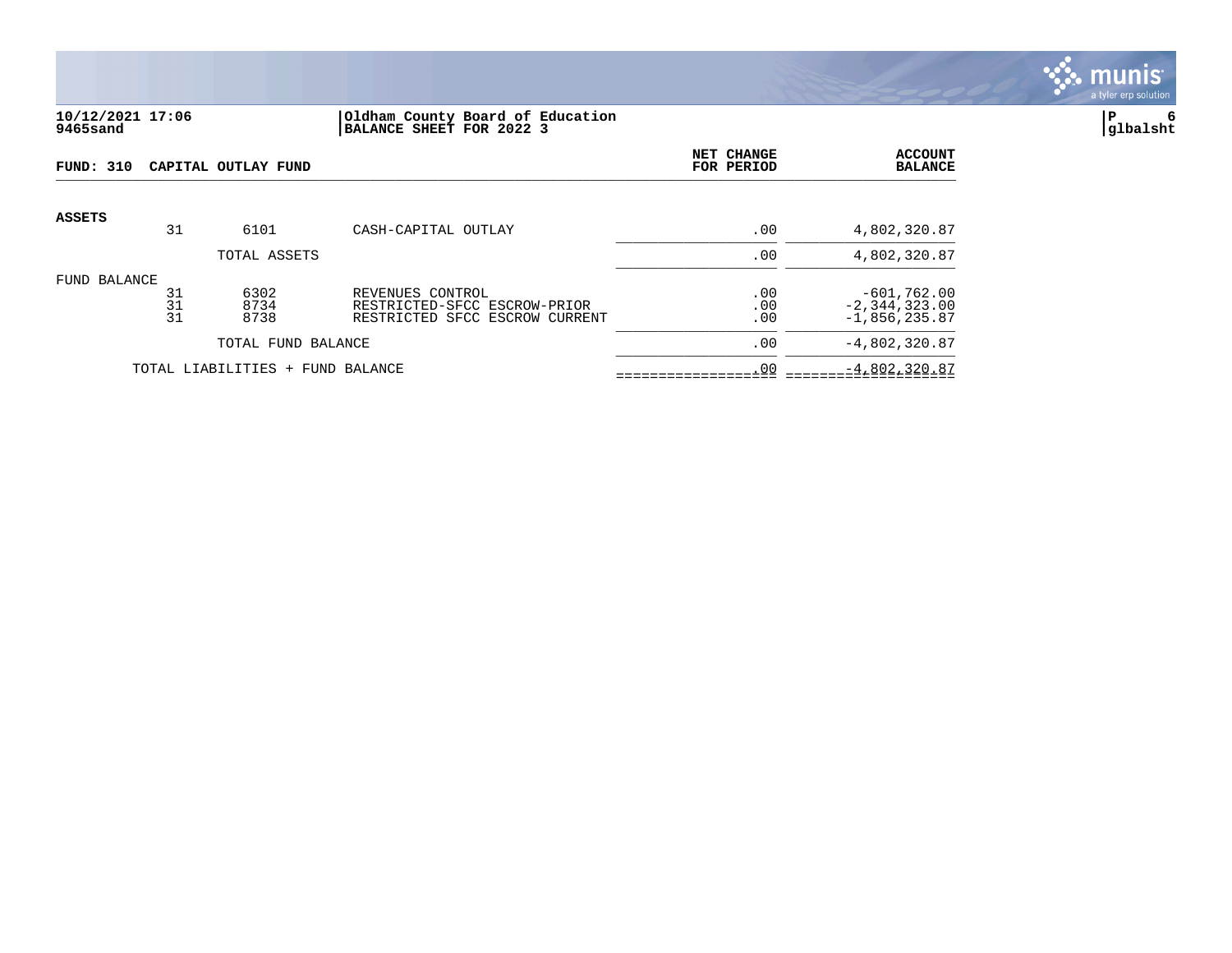10/12/2021 17:06
9465sand

Oldham County Board of Education
BALANCE SHEET FOR 2022 3

| FUND: 310 CAPITAL OUTLAY FUND | | | | NET CHANGE FOR PERIOD | ACCOUNT BALANCE |
|---|---|---|---|---|---|
| **ASSETS** | | | | | |
| | 31 | 6101 | CASH-CAPITAL OUTLAY | .00 | 4,802,320.87 |
| | | TOTAL ASSETS | | .00 | 4,802,320.87 |
| FUND BALANCE | | | | | |
| | 31 | 6302 | REVENUES CONTROL | .00 | -601,762.00 |
| | 31 | 8734 | RESTRICTED-SFCC ESCROW-PRIOR | .00 | -2,344,323.00 |
| | 31 | 8738 | RESTRICTED SFCC ESCROW CURRENT | .00 | -1,856,235.87 |
| | | TOTAL FUND BALANCE | | .00 | -4,802,320.87 |
| TOTAL LIABILITIES + FUND BALANCE | | | | .00 | -4,802,320.87 |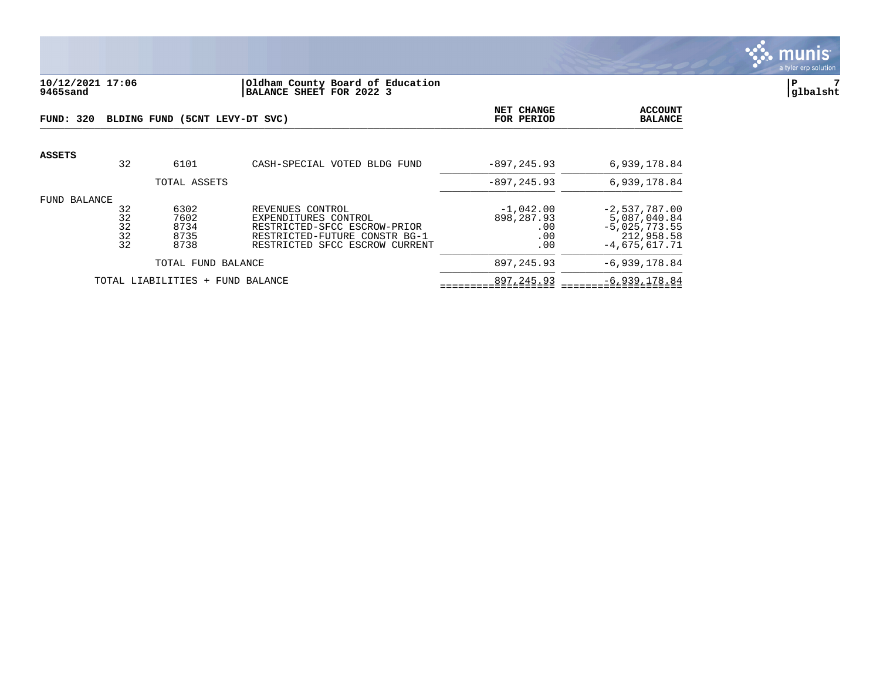10/12/2021 17:06
9465sand

Oldham County Board of Education
BALANCE SHEET FOR 2022 3

glbalsht

| FUND: 320 BLDING FUND (5CNT LEVY-DT SVC) | | | NET CHANGE FOR PERIOD | ACCOUNT BALANCE |
|---|---|---|---|---|
| **ASSETS** | | | | |
| 32 | 6101 | CASH-SPECIAL VOTED BLDG FUND | -897,245.93 | 6,939,178.84 |
| | TOTAL ASSETS | | -897,245.93 | 6,939,178.84 |
| FUND BALANCE | | | | |
| 32 | 6302 | REVENUES CONTROL | -1,042.00 | -2,537,787.00 |
| 32 | 7602 | EXPENDITURES CONTROL | 898,287.93 | 5,087,040.84 |
| 32 | 8734 | RESTRICTED-SFCC ESCROW-PRIOR | .00 | -5,025,773.55 |
| 32 | 8735 | RESTRICTED-FUTURE CONSTR BG-1 | .00 | 212,958.58 |
| 32 | 8738 | RESTRICTED SFCC ESCROW CURRENT | .00 | -4,675,617.71 |
| | TOTAL FUND BALANCE | | 897,245.93 | -6,939,178.84 |
| | TOTAL LIABILITIES + FUND BALANCE | | 897,245.93 | -6,939,178.84 |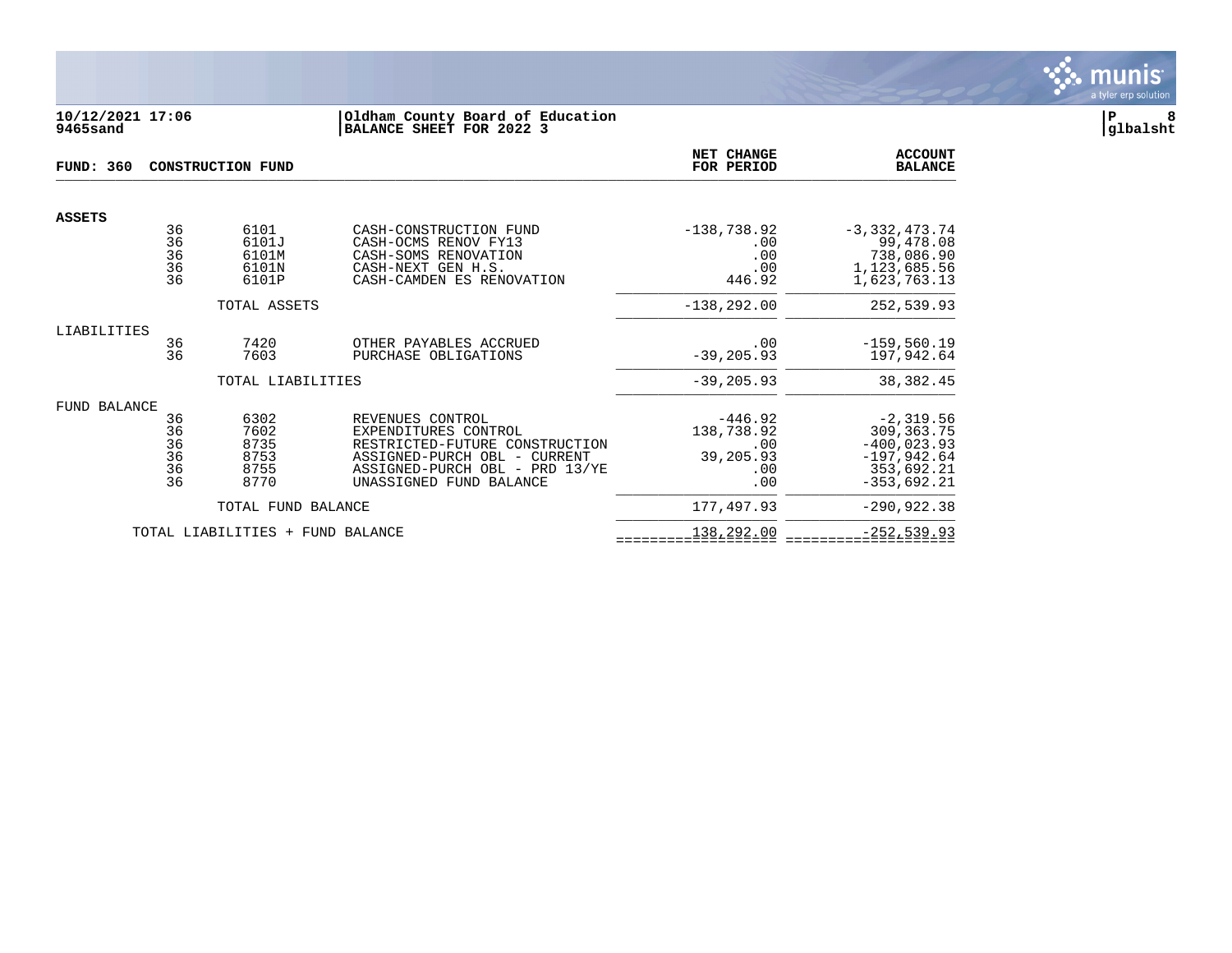10/12/2021 17:06 | Oldham County Board of Education
9465sand | BALANCE SHEET FOR 2022 3

glbalsht

**FUND: 360 CONSTRUCTION FUND**

| | | | | NET CHANGE FOR PERIOD | ACCOUNT BALANCE |
|---|---|---|---|---|---|
| **ASSETS** | | | | | |
| | 36 | 6101 | CASH-CONSTRUCTION FUND | -138,738.92 | -3,332,473.74 |
| | 36 | 6101J | CASH-OCMS RENOV FY13 | .00 | 99,478.08 |
| | 36 | 6101M | CASH-SOMS RENOVATION | .00 | 738,086.90 |
| | 36 | 6101N | CASH-NEXT GEN H.S. | .00 | 1,123,685.56 |
| | 36 | 6101P | CASH-CAMDEN ES RENOVATION | 446.92 | 1,623,763.13 |
| | | TOTAL ASSETS | | -138,292.00 | 252,539.93 |
| LIABILITIES | | | | | |
| | 36 | 7420 | OTHER PAYABLES ACCRUED | .00 | -159,560.19 |
| | 36 | 7603 | PURCHASE OBLIGATIONS | -39,205.93 | 197,942.64 |
| | | TOTAL LIABILITIES | | -39,205.93 | 38,382.45 |
| FUND BALANCE | | | | | |
| | 36 | 6302 | REVENUES CONTROL | -446.92 | -2,319.56 |
| | 36 | 7602 | EXPENDITURES CONTROL | 138,738.92 | 309,363.75 |
| | 36 | 8735 | RESTRICTED-FUTURE CONSTRUCTION | .00 | -400,023.93 |
| | 36 | 8753 | ASSIGNED-PURCH OBL - CURRENT | 39,205.93 | -197,942.64 |
| | 36 | 8755 | ASSIGNED-PURCH OBL - PRD 13/YE | .00 | 353,692.21 |
| | 36 | 8770 | UNASSIGNED FUND BALANCE | .00 | -353,692.21 |
| | | TOTAL FUND BALANCE | | 177,497.93 | -290,922.38 |
| | | TOTAL LIABILITIES + FUND BALANCE | | 138,292.00 | -252,539.93 |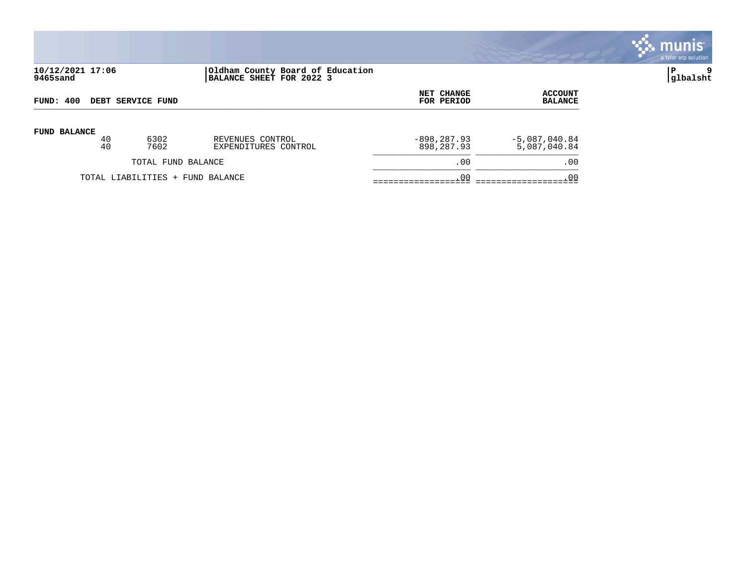**10/12/2021 17:06**
**9465sand**

**Oldham County Board of Education**
**BALANCE SHEET FOR 2022 3**

**P 9**
**glbalsht**

**FUND: 400 DEBT SERVICE FUND**

| | | | | NET CHANGE FOR PERIOD | ACCOUNT BALANCE |
|---|---|---|---|---|---|
| **FUND BALANCE** | | | | | |
| | 40 | 6302 | REVENUES CONTROL | -898,287.93 | -5,087,040.84 |
| | 40 | 7602 | EXPENDITURES CONTROL | 898,287.93 | 5,087,040.84 |
| | | TOTAL FUND BALANCE | | .00 | .00 |
| | TOTAL LIABILITIES + FUND BALANCE | | | .00 | .00 |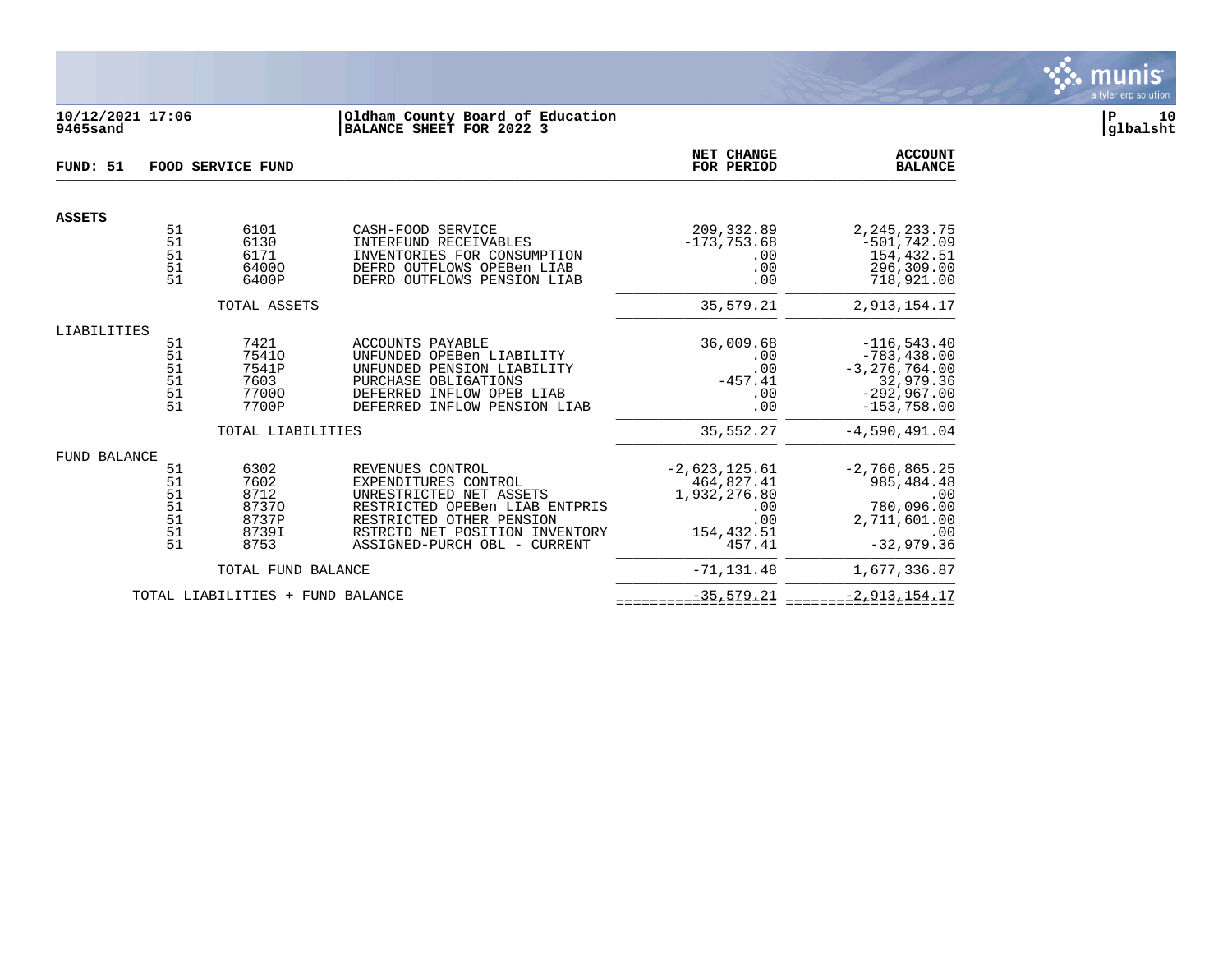10/12/2021 17:06 | Oldham County Board of Education
9465sand | BALANCE SHEET FOR 2022 3

glbalsht

**FUND: 51 FOOD SERVICE FUND**

| | | | | NET CHANGE FOR PERIOD | ACCOUNT BALANCE |
|---|---|---|---|---|---|
| **ASSETS** | | | | | |
| | 51 | 6101 | CASH-FOOD SERVICE | 209,332.89 | 2,245,233.75 |
| | 51 | 6130 | INTERFUND RECEIVABLES | -173,753.68 | -501,742.09 |
| | 51 | 6171 | INVENTORIES FOR CONSUMPTION | .00 | 154,432.51 |
| | 51 | 6400O | DEFRD OUTFLOWS OPEBen LIAB | .00 | 296,309.00 |
| | 51 | 6400P | DEFRD OUTFLOWS PENSION LIAB | .00 | 718,921.00 |
| | | TOTAL ASSETS | | 35,579.21 | 2,913,154.17 |
| LIABILITIES | | | | | |
| | 51 | 7421 | ACCOUNTS PAYABLE | 36,009.68 | -116,543.40 |
| | 51 | 7541O | UNFUNDED OPEBen LIABILITY | .00 | -783,438.00 |
| | 51 | 7541P | UNFUNDED PENSION LIABILITY | .00 | -3,276,764.00 |
| | 51 | 7603 | PURCHASE OBLIGATIONS | -457.41 | 32,979.36 |
| | 51 | 7700O | DEFERRED INFLOW OPEB LIAB | .00 | -292,967.00 |
| | 51 | 7700P | DEFERRED INFLOW PENSION LIAB | .00 | -153,758.00 |
| | | TOTAL LIABILITIES | | 35,552.27 | -4,590,491.04 |
| FUND BALANCE | | | | | |
| | 51 | 6302 | REVENUES CONTROL | -2,623,125.61 | -2,766,865.25 |
| | 51 | 7602 | EXPENDITURES CONTROL | 464,827.41 | 985,484.48 |
| | 51 | 8712 | UNRESTRICTED NET ASSETS | 1,932,276.80 | .00 |
| | 51 | 8737O | RESTRICTED OPEBen LIAB ENTPRIS | .00 | 780,096.00 |
| | 51 | 8737P | RESTRICTED OTHER PENSION | .00 | 2,711,601.00 |
| | 51 | 8739I | RSTRCTD NET POSITION INVENTORY | 154,432.51 | .00 |
| | 51 | 8753 | ASSIGNED-PURCH OBL - CURRENT | 457.41 | -32,979.36 |
| | | TOTAL FUND BALANCE | | -71,131.48 | 1,677,336.87 |
| | TOTAL LIABILITIES + FUND BALANCE | | | -35,579.21 | -2,913,154.17 |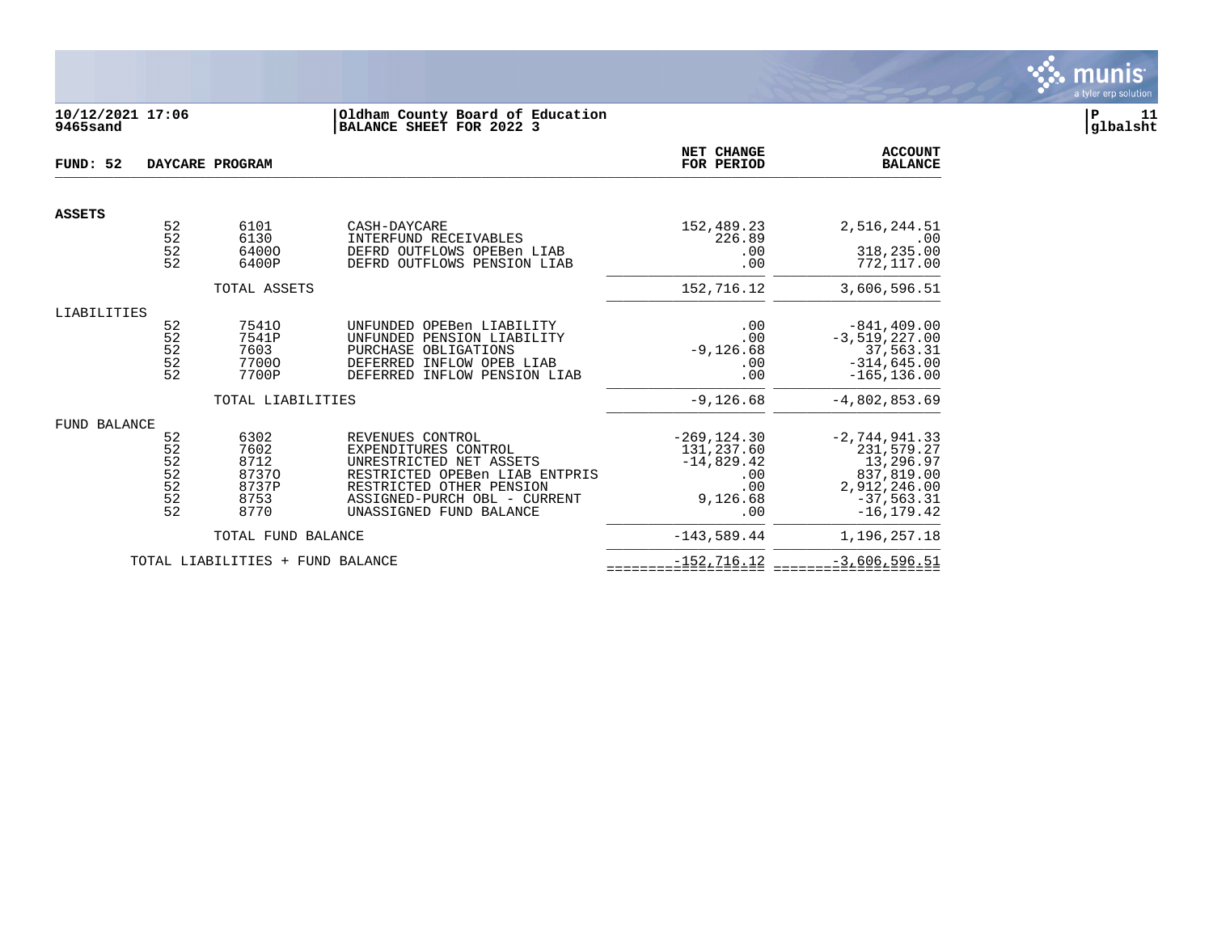**10/12/2021 17:06**
**9465sand**

**Oldham County Board of Education**
**BALANCE SHEET FOR 2022 3**

**P 11**
**glbalsht**

| **FUND: 52** | **DAYCARE PROGRAM** | | | **NET CHANGE FOR PERIOD** | **ACCOUNT BALANCE** |
|---|---|---|---|---|---|
| **ASSETS** | | | | | |
| | 52 | 6101 | CASH-DAYCARE | 152,489.23 | 2,516,244.51 |
| | 52 | 6130 | INTERFUND RECEIVABLES | 226.89 | .00 |
| | 52 | 6400O | DEFRD OUTFLOWS OPEBen LIAB | .00 | 318,235.00 |
| | 52 | 6400P | DEFRD OUTFLOWS PENSION LIAB | .00 | 772,117.00 |
| | TOTAL ASSETS | | | 152,716.12 | 3,606,596.51 |
| LIABILITIES | | | | | |
| | 52 | 7541O | UNFUNDED OPEBen LIABILITY | .00 | -841,409.00 |
| | 52 | 7541P | UNFUNDED PENSION LIABILITY | .00 | -3,519,227.00 |
| | 52 | 7603 | PURCHASE OBLIGATIONS | -9,126.68 | 37,563.31 |
| | 52 | 7700O | DEFERRED INFLOW OPEB LIAB | .00 | -314,645.00 |
| | 52 | 7700P | DEFERRED INFLOW PENSION LIAB | .00 | -165,136.00 |
| | TOTAL LIABILITIES | | | -9,126.68 | -4,802,853.69 |
| FUND BALANCE | | | | | |
| | 52 | 6302 | REVENUES CONTROL | -269,124.30 | -2,744,941.33 |
| | 52 | 7602 | EXPENDITURES CONTROL | 131,237.60 | 231,579.27 |
| | 52 | 8712 | UNRESTRICTED NET ASSETS | -14,829.42 | 13,296.97 |
| | 52 | 8737O | RESTRICTED OPEBen LIAB ENTPRIS | .00 | 837,819.00 |
| | 52 | 8737P | RESTRICTED OTHER PENSION | .00 | 2,912,246.00 |
| | 52 | 8753 | ASSIGNED-PURCH OBL - CURRENT | 9,126.68 | -37,563.31 |
| | 52 | 8770 | UNASSIGNED FUND BALANCE | .00 | -16,179.42 |
| | TOTAL FUND BALANCE | | | -143,589.44 | 1,196,257.18 |
| | TOTAL LIABILITIES + FUND BALANCE | | | -152,716.12 | -3,606,596.51 |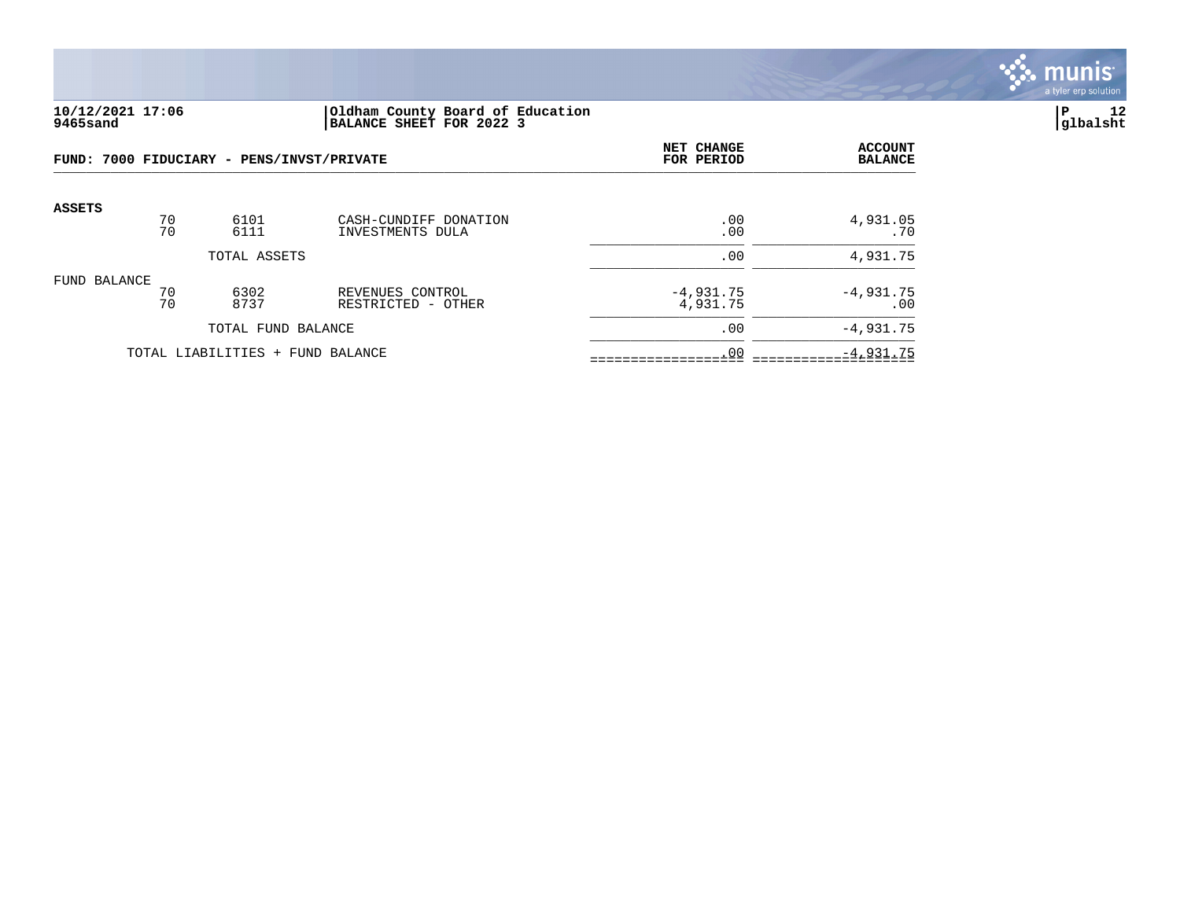**10/12/2021 17:06**
**9465sand**

**Oldham County Board of Education**
**BALANCE SHEET FOR 2022 3**

**P 12**
**glbalsht**

| FUND: 7000 FIDUCIARY - PENS/INVST/PRIVATE | | | | NET CHANGE FOR PERIOD | ACCOUNT BALANCE |
|---|---|---|---|---|---|
| **ASSETS** | | | | | |
| | 70 | 6101 | CASH-CUNDIFF DONATION | .00 | 4,931.05 |
| | 70 | 6111 | INVESTMENTS DULA | .00 | .70 |
| | | TOTAL ASSETS | | .00 | 4,931.75 |
| FUND BALANCE | | | | | |
| | 70 | 6302 | REVENUES CONTROL | -4,931.75 | -4,931.75 |
| | 70 | 8737 | RESTRICTED - OTHER | 4,931.75 | .00 |
| | | TOTAL FUND BALANCE | | .00 | -4,931.75 |
| | | TOTAL LIABILITIES + FUND BALANCE | | .00 | -4,931.75 |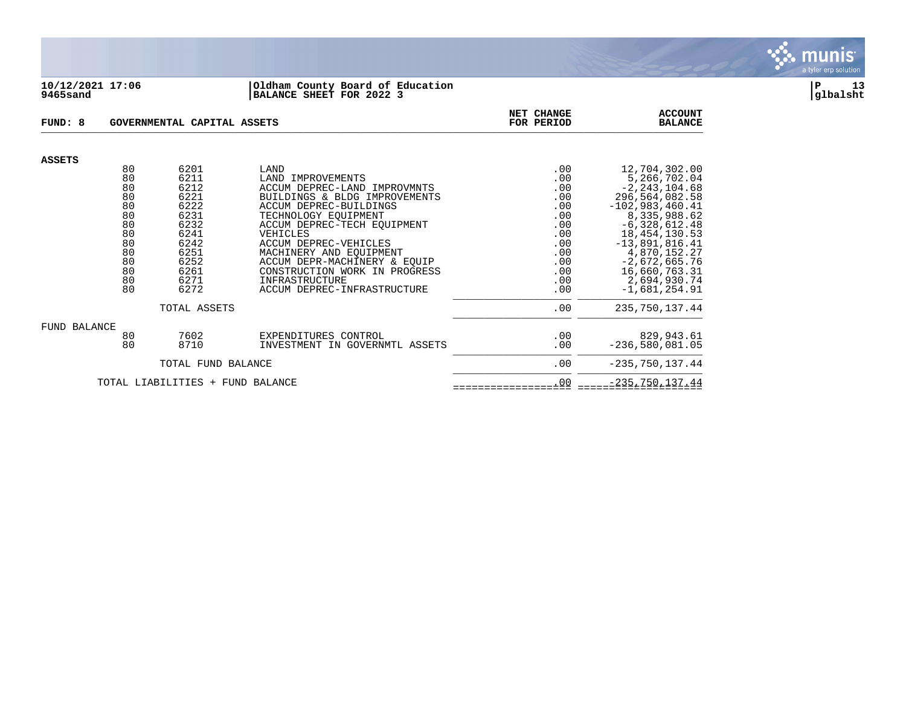**10/12/2021 17:06** | **Oldham County Board of Education**
**9465sand** | **BALANCE SHEET FOR 2022 3**

**glbalsht**

| FUND: 8 | GOVERNMENTAL CAPITAL ASSETS | | | NET CHANGE FOR PERIOD | ACCOUNT BALANCE |
|---|---|---|---|---|---|
| **ASSETS** | | | | | |
| | 80 | 6201 | LAND | .00 | 12,704,302.00 |
| | 80 | 6211 | LAND IMPROVEMENTS | .00 | 5,266,702.04 |
| | 80 | 6212 | ACCUM DEPREC-LAND IMPROVMNTS | .00 | -2,243,104.68 |
| | 80 | 6221 | BUILDINGS & BLDG IMPROVEMENTS | .00 | 296,564,082.58 |
| | 80 | 6222 | ACCUM DEPREC-BUILDINGS | .00 | -102,983,460.41 |
| | 80 | 6231 | TECHNOLOGY EQUIPMENT | .00 | 8,335,988.62 |
| | 80 | 6232 | ACCUM DEPREC-TECH EQUIPMENT | .00 | -6,328,612.48 |
| | 80 | 6241 | VEHICLES | .00 | 18,454,130.53 |
| | 80 | 6242 | ACCUM DEPREC-VEHICLES | .00 | -13,891,816.41 |
| | 80 | 6251 | MACHINERY AND EQUIPMENT | .00 | 4,870,152.27 |
| | 80 | 6252 | ACCUM DEPR-MACHINERY & EQUIP | .00 | -2,672,665.76 |
| | 80 | 6261 | CONSTRUCTION WORK IN PROGRESS | .00 | 16,660,763.31 |
| | 80 | 6271 | INFRASTRUCTURE | .00 | 2,694,930.74 |
| | 80 | 6272 | ACCUM DEPREC-INFRASTRUCTURE | .00 | -1,681,254.91 |
| | | TOTAL ASSETS | | .00 | 235,750,137.44 |
| FUND BALANCE | | | | | |
| | 80 | 7602 | EXPENDITURES CONTROL | .00 | 829,943.61 |
| | 80 | 8710 | INVESTMENT IN GOVERNMTL ASSETS | .00 | -236,580,081.05 |
| | | TOTAL FUND BALANCE | | .00 | -235,750,137.44 |
| | TOTAL LIABILITIES + FUND BALANCE | | | .00 | -235,750,137.44 |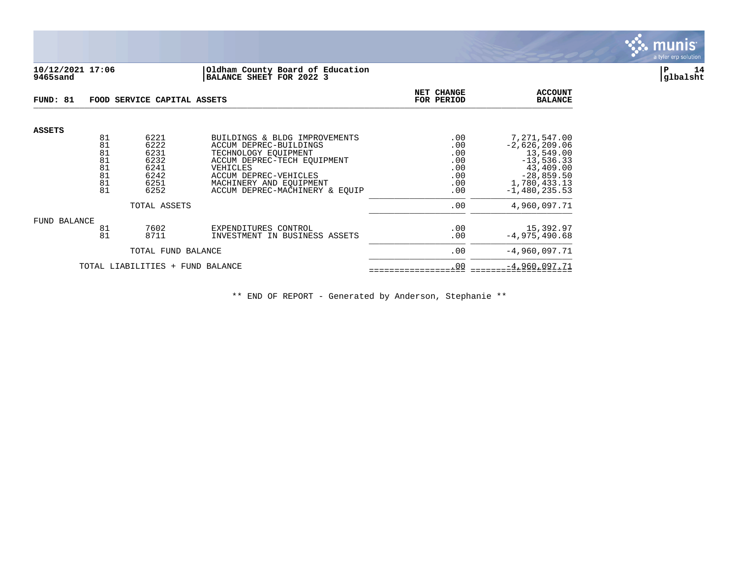**10/12/2021 17:06**
**9465sand**

**Oldham County Board of Education**
**BALANCE SHEET FOR 2022 3**

**P 14**
**glbalsht**

| FUND: 81 | FOOD SERVICE CAPITAL ASSETS | | | NET CHANGE FOR PERIOD | ACCOUNT BALANCE |
|---|---|---|---|---|---|
| **ASSETS** | | | | | |
| | 81 | 6221 | BUILDINGS & BLDG IMPROVEMENTS | .00 | 7,271,547.00 |
| | 81 | 6222 | ACCUM DEPREC-BUILDINGS | .00 | -2,626,209.06 |
| | 81 | 6231 | TECHNOLOGY EQUIPMENT | .00 | 13,549.00 |
| | 81 | 6232 | ACCUM DEPREC-TECH EQUIPMENT | .00 | -13,536.33 |
| | 81 | 6241 | VEHICLES | .00 | 43,409.00 |
| | 81 | 6242 | ACCUM DEPREC-VEHICLES | .00 | -28,859.50 |
| | 81 | 6251 | MACHINERY AND EQUIPMENT | .00 | 1,780,433.13 |
| | 81 | 6252 | ACCUM DEPREC-MACHINERY & EQUIP | .00 | -1,480,235.53 |
| | | TOTAL ASSETS | | .00 | 4,960,097.71 |
| FUND BALANCE | | | | | |
| | 81 | 7602 | EXPENDITURES CONTROL | .00 | 15,392.97 |
| | 81 | 8711 | INVESTMENT IN BUSINESS ASSETS | .00 | -4,975,490.68 |
| | | TOTAL FUND BALANCE | | .00 | -4,960,097.71 |
| | TOTAL LIABILITIES + FUND BALANCE | | | .00 | -4,960,097.71 |

** END OF REPORT - Generated by Anderson, Stephanie **